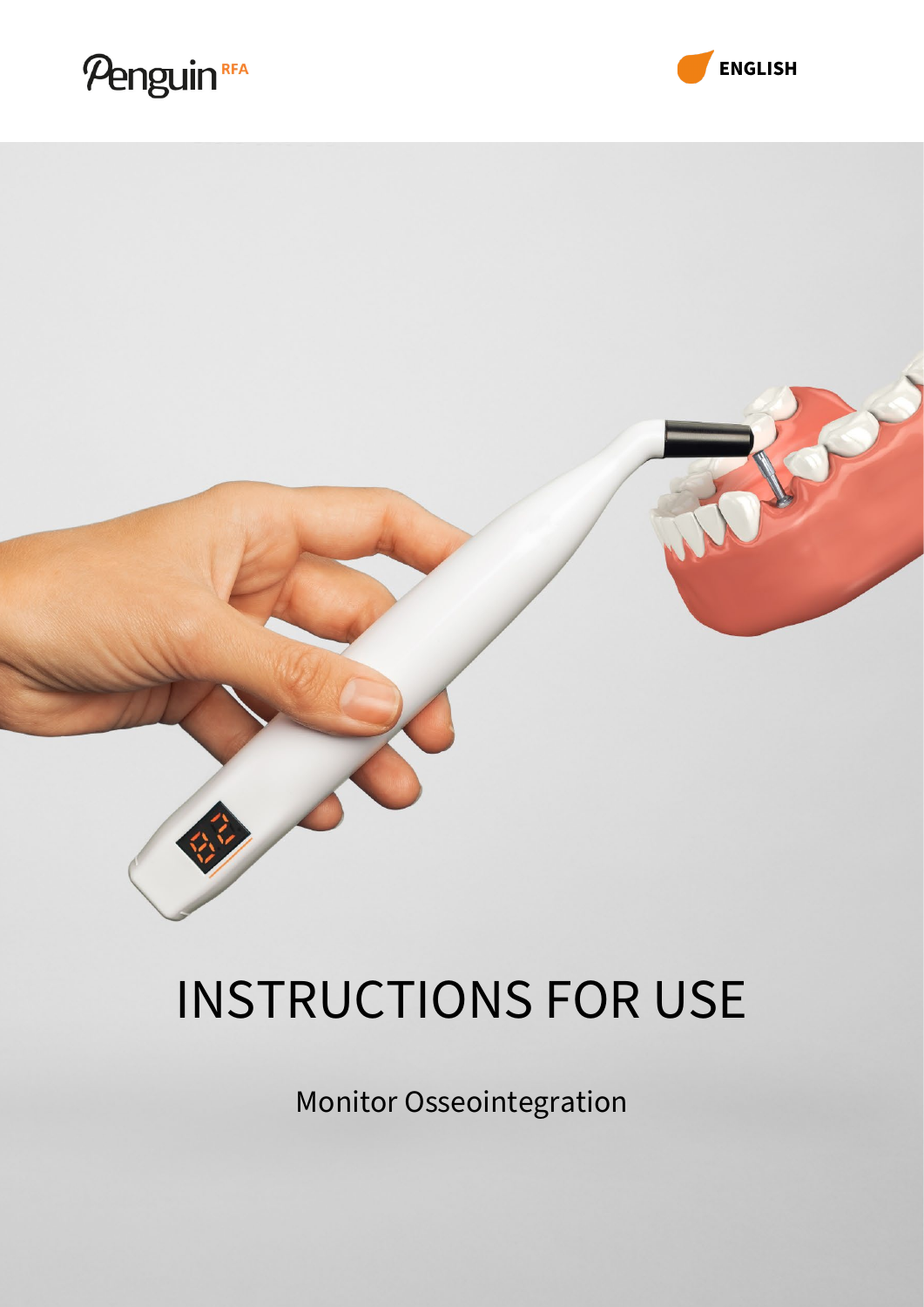Penguin RFA

ENGLISH

# INSTRUCTIONS FOR USE

Monitor Osseointegration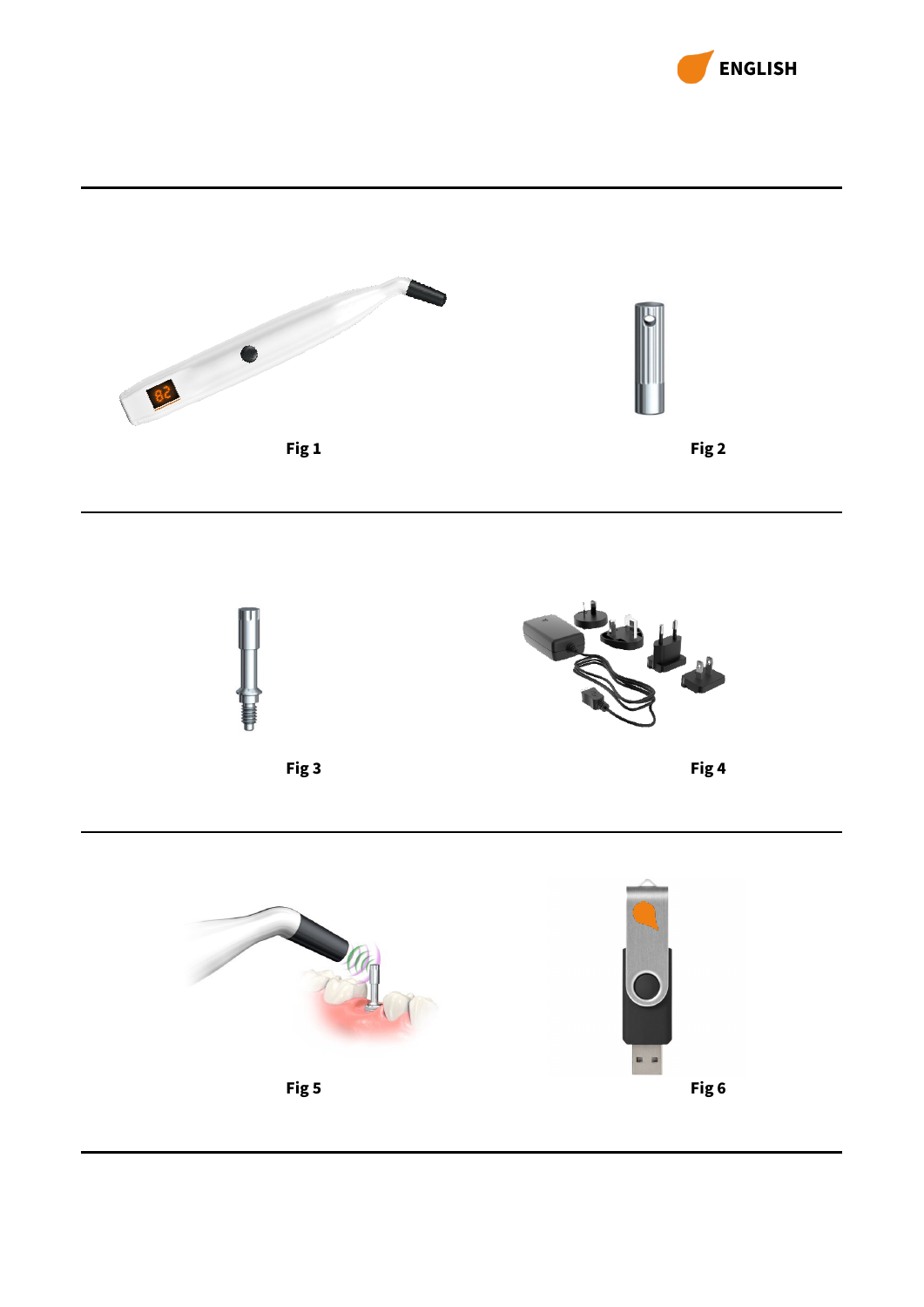ENGLISH

Fig 1

Fig 2

Fig 3

Fig 4

Fig 5

Fig 6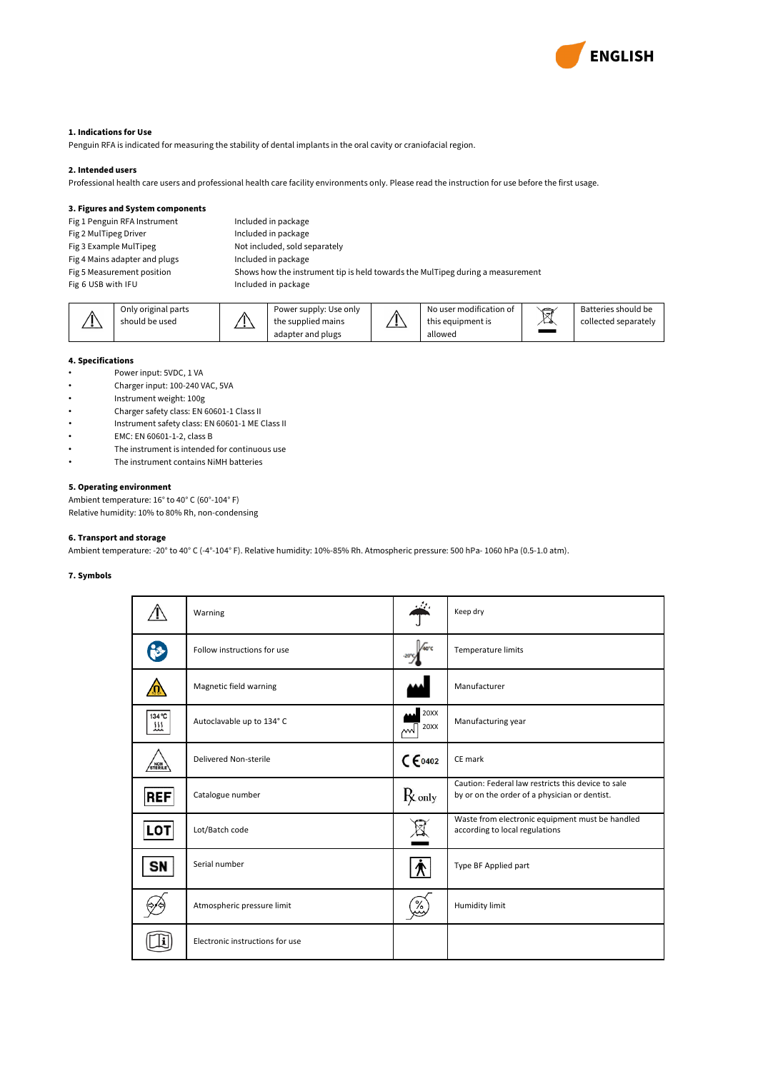ENGLISH

**1. Indications for Use**

Penguin RFA is indicated for measuring the stability of dental implants in the oral cavity or craniofacial region.

**2. Intended users**

Professional health care users and professional health care facility environments only. Please read the instruction for use before the first usage.

**3. Figures and System components**

| | |
|---|---|
| Fig 1 Penguin RFA Instrument | Included in package |
| Fig 2 MulTipeg Driver | Included in package |
| Fig 3 Example MulTipeg | Not included, sold separately |
| Fig 4 Mains adapter and plugs | Included in package |
| Fig 5 Measurement position | Shows how the instrument tip is held towards the MulTipeg during a measurement |
| Fig 6 USB with IFU | Included in package |

| | | | | | | | |
|---|---|---|---|---|---|---|---|
| ⚠ | Only original parts should be used | ⚠ | Power supply: Use only the supplied mains adapter and plugs | ⚠ | No user modification of this equipment is allowed | | Batteries should be collected separately |

**4. Specifications**

- Power input: 5VDC, 1 VA
- Charger input: 100-240 VAC, 5VA
- Instrument weight: 100g
- Charger safety class: EN 60601-1 Class II
- Instrument safety class: EN 60601-1 ME Class II
- EMC: EN 60601-1-2, class B
- The instrument is intended for continuous use
- The instrument contains NiMH batteries

**5. Operating environment**

Ambient temperature: 16° to 40° C (60°-104° F)

Relative humidity: 10% to 80% Rh, non-condensing

**6. Transport and storage**

Ambient temperature: -20° to 40° C (-4°-104° F). Relative humidity: 10%-85% Rh. Atmospheric pressure: 500 hPa- 1060 hPa (0.5-1.0 atm).

**7. Symbols**

| Symbol | Meaning | Symbol | Meaning |
|---|---|---|---|
| ⚠ | Warning | | Keep dry |
| | Follow instructions for use | -20°C 40°C | Temperature limits |
| | Magnetic field warning | | Manufacturer |
| 134 °C | Autoclavable up to 134° C | 20XX 20XX | Manufacturing year |
| NON STERILE | Delivered Non-sterile | CE 0402 | CE mark |
| REF | Catalogue number | Rx only | Caution: Federal law restricts this device to sale by or on the order of a physician or dentist. |
| LOT | Lot/Batch code | | Waste from electronic equipment must be handled according to local regulations |
| SN | Serial number | | Type BF Applied part |
| | Atmospheric pressure limit | % | Humidity limit |
| | Electronic instructions for use | | |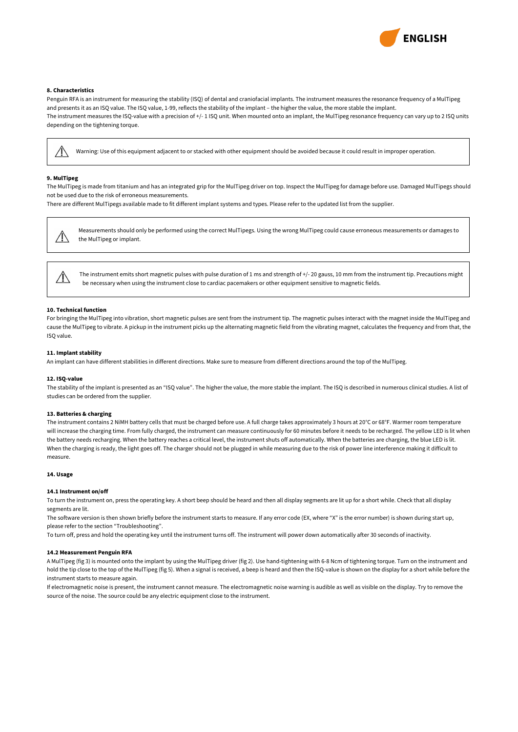### 8. Characteristics

Penguin RFA is an instrument for measuring the stability (ISQ) of dental and craniofacial implants. The instrument measures the resonance frequency of a MulTipeg and presents it as an ISQ value. The ISQ value, 1-99, reflects the stability of the implant – the higher the value, the more stable the implant.
The instrument measures the ISQ-value with a precision of +/- 1 ISQ unit. When mounted onto an implant, the MulTipeg resonance frequency can vary up to 2 ISQ units depending on the tightening torque.

> ⚠ Warning: Use of this equipment adjacent to or stacked with other equipment should be avoided because it could result in improper operation.

### 9. MulTipeg

The MulTipeg is made from titanium and has an integrated grip for the MulTipeg driver on top. Inspect the MulTipeg for damage before use. Damaged MulTipegs should not be used due to the risk of erroneous measurements.
There are different MulTipegs available made to fit different implant systems and types. Please refer to the updated list from the supplier.

> ⚠ Measurements should only be performed using the correct MulTipegs. Using the wrong MulTipeg could cause erroneous measurements or damages to the MulTipeg or implant.

> ⚠ The instrument emits short magnetic pulses with pulse duration of 1 ms and strength of +/- 20 gauss, 10 mm from the instrument tip. Precautions might be necessary when using the instrument close to cardiac pacemakers or other equipment sensitive to magnetic fields.

### 10. Technical function

For bringing the MulTipeg into vibration, short magnetic pulses are sent from the instrument tip. The magnetic pulses interact with the magnet inside the MulTipeg and cause the MulTipeg to vibrate. A pickup in the instrument picks up the alternating magnetic field from the vibrating magnet, calculates the frequency and from that, the ISQ value.

### 11. Implant stability

An implant can have different stabilities in different directions. Make sure to measure from different directions around the top of the MulTipeg.

### 12. ISQ-value

The stability of the implant is presented as an "ISQ value". The higher the value, the more stable the implant. The ISQ is described in numerous clinical studies. A list of studies can be ordered from the supplier.

### 13. Batteries & charging

The instrument contains 2 NiMH battery cells that must be charged before use. A full charge takes approximately 3 hours at 20°C or 68°F. Warmer room temperature will increase the charging time. From fully charged, the instrument can measure continuously for 60 minutes before it needs to be recharged. The yellow LED is lit when the battery needs recharging. When the battery reaches a critical level, the instrument shuts off automatically. When the batteries are charging, the blue LED is lit. When the charging is ready, the light goes off. The charger should not be plugged in while measuring due to the risk of power line interference making it difficult to measure.

### 14. Usage

#### 14.1 Instrument on/off

To turn the instrument on, press the operating key. A short beep should be heard and then all display segments are lit up for a short while. Check that all display segments are lit.
The software version is then shown briefly before the instrument starts to measure. If any error code (EX, where "X" is the error number) is shown during start up, please refer to the section "Troubleshooting".
To turn off, press and hold the operating key until the instrument turns off. The instrument will power down automatically after 30 seconds of inactivity.

#### 14.2 Measurement Penguin RFA

A MulTipeg (fig 3) is mounted onto the implant by using the MulTipeg driver (fig 2). Use hand-tightening with 6-8 Ncm of tightening torque. Turn on the instrument and hold the tip close to the top of the MulTipeg (fig 5). When a signal is received, a beep is heard and then the ISQ-value is shown on the display for a short while before the instrument starts to measure again.
If electromagnetic noise is present, the instrument cannot measure. The electromagnetic noise warning is audible as well as visible on the display. Try to remove the source of the noise. The source could be any electric equipment close to the instrument.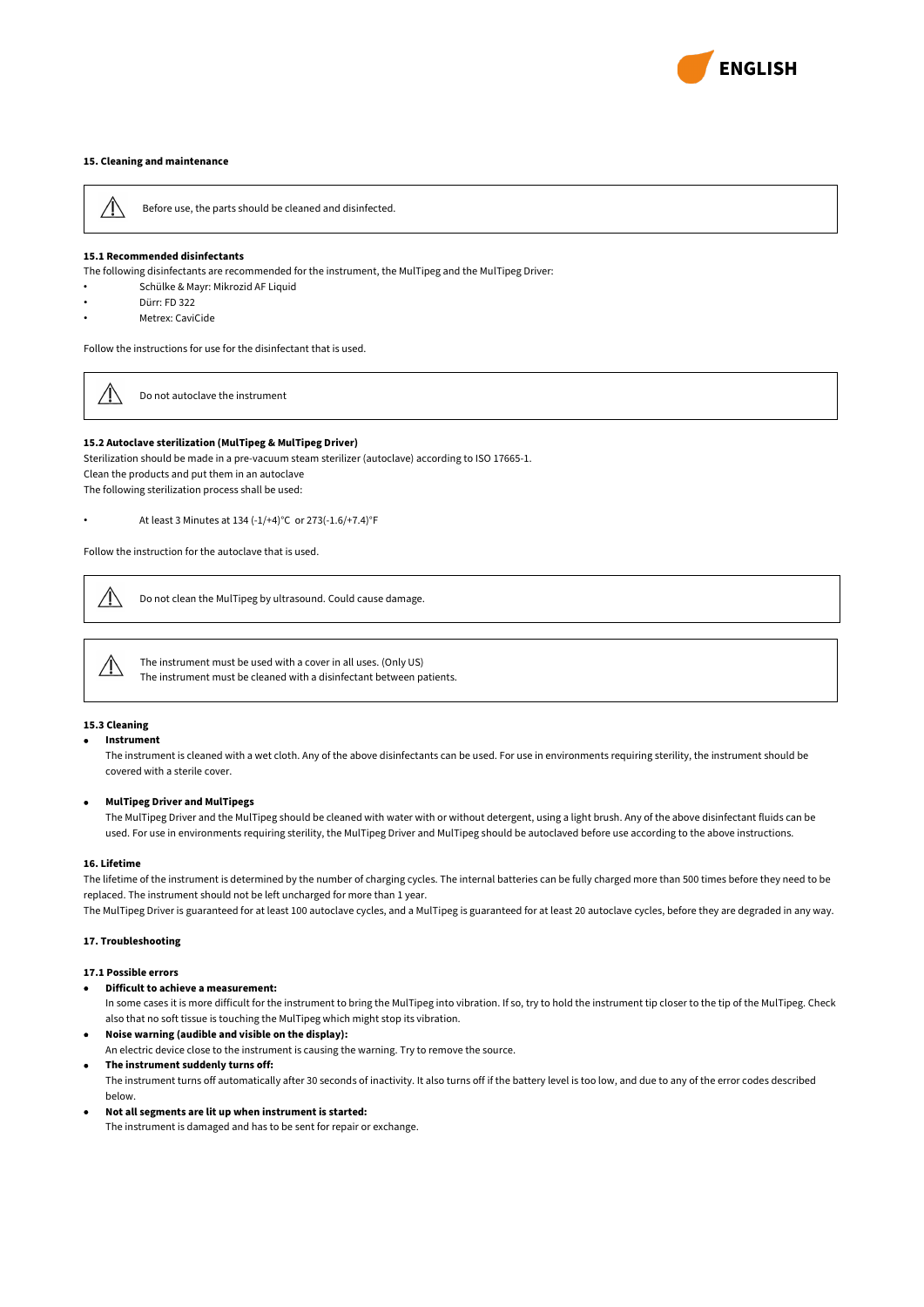## 15. Cleaning and maintenance

> ⚠ Before use, the parts should be cleaned and disinfected.

### 15.1 Recommended disinfectants

The following disinfectants are recommended for the instrument, the MulTipeg and the MulTipeg Driver:

- Schülke & Mayr: Mikrozid AF Liquid
- Dürr: FD 322
- Metrex: CaviCide

Follow the instructions for use for the disinfectant that is used.

> ⚠ Do not autoclave the instrument

### 15.2 Autoclave sterilization (MulTipeg & MulTipeg Driver)

Sterilization should be made in a pre-vacuum steam sterilizer (autoclave) according to ISO 17665-1.
Clean the products and put them in an autoclave
The following sterilization process shall be used:

- At least 3 Minutes at 134 (-1/+4)°C or 273(-1.6/+7.4)°F

Follow the instruction for the autoclave that is used.

> ⚠ Do not clean the MulTipeg by ultrasound. Could cause damage.

> ⚠ The instrument must be used with a cover in all uses. (Only US)
> The instrument must be cleaned with a disinfectant between patients.

### 15.3 Cleaning

- **Instrument**
  The instrument is cleaned with a wet cloth. Any of the above disinfectants can be used. For use in environments requiring sterility, the instrument should be covered with a sterile cover.

- **MulTipeg Driver and MulTipegs**
  The MulTipeg Driver and the MulTipeg should be cleaned with water with or without detergent, using a light brush. Any of the above disinfectant fluids can be used. For use in environments requiring sterility, the MulTipeg Driver and MulTipeg should be autoclaved before use according to the above instructions.

## 16. Lifetime

The lifetime of the instrument is determined by the number of charging cycles. The internal batteries can be fully charged more than 500 times before they need to be replaced. The instrument should not be left uncharged for more than 1 year.
The MulTipeg Driver is guaranteed for at least 100 autoclave cycles, and a MulTipeg is guaranteed for at least 20 autoclave cycles, before they are degraded in any way.

## 17. Troubleshooting

### 17.1 Possible errors

- **Difficult to achieve a measurement:**
  In some cases it is more difficult for the instrument to bring the MulTipeg into vibration. If so, try to hold the instrument tip closer to the tip of the MulTipeg. Check also that no soft tissue is touching the MulTipeg which might stop its vibration.
- **Noise warning (audible and visible on the display):**
  An electric device close to the instrument is causing the warning. Try to remove the source.
- **The instrument suddenly turns off:**
  The instrument turns off automatically after 30 seconds of inactivity. It also turns off if the battery level is too low, and due to any of the error codes described below.
- **Not all segments are lit up when instrument is started:**
  The instrument is damaged and has to be sent for repair or exchange.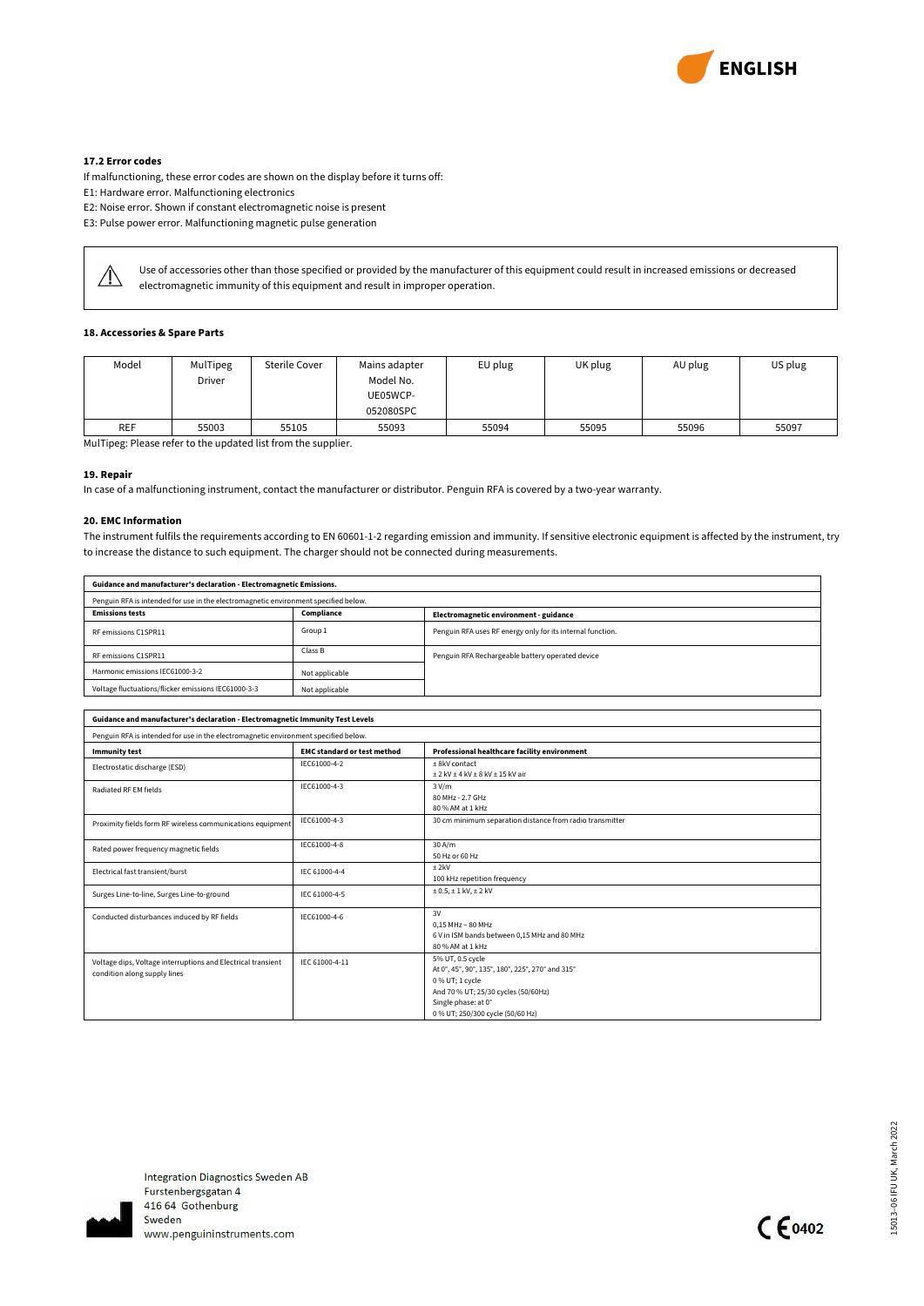### 17.2 Error codes

If malfunctioning, these error codes are shown on the display before it turns off:
E1: Hardware error. Malfunctioning electronics
E2: Noise error. Shown if constant electromagnetic noise is present
E3: Pulse power error. Malfunctioning magnetic pulse generation

⚠ Use of accessories other than those specified or provided by the manufacturer of this equipment could result in increased emissions or decreased electromagnetic immunity of this equipment and result in improper operation.

### 18. Accessories & Spare Parts

| Model | MulTipeg Driver | Sterile Cover | Mains adapter Model No. UE05WCP-052080SPC | EU plug | UK plug | AU plug | US plug |
|---|---|---|---|---|---|---|---|
| REF | 55003 | 55105 | 55093 | 55094 | 55095 | 55096 | 55097 |

MulTipeg: Please refer to the updated list from the supplier.

### 19. Repair

In case of a malfunctioning instrument, contact the manufacturer or distributor. Penguin RFA is covered by a two-year warranty.

### 20. EMC Information

The instrument fulfils the requirements according to EN 60601-1-2 regarding emission and immunity. If sensitive electronic equipment is affected by the instrument, try to increase the distance to such equipment. The charger should not be connected during measurements.

| **Guidance and manufacturer's declaration - Electromagnetic Emissions.** | | |
|---|---|---|
| Penguin RFA is intended for use in the electromagnetic environment specified below. | | |
| **Emissions tests** | **Compliance** | **Electromagnetic environment - guidance** |
| RF emissions C1SPR11 | Group 1 | Penguin RFA uses RF energy only for its internal function. |
| RF emissions C1SPR11 | Class B | Penguin RFA Rechargeable battery operated device |
| Harmonic emissions IEC61000-3-2 | Not applicable | |
| Voltage fluctuations/flicker emissions IEC61000-3-3 | Not applicable | |

| **Guidance and manufacturer's declaration - Electromagnetic Immunity Test Levels** | | |
|---|---|---|
| Penguin RFA is intended for use in the electromagnetic environment specified below. | | |
| **Immunity test** | **EMC standard or test method** | **Professional healthcare facility environment** |
| Electrostatic discharge (ESD) | IEC61000-4-2 | ± 8kV contact<br>± 2 kV ± 4 kV ± 8 kV ± 15 kV air |
| Radiated RF EM fields | IEC61000-4-3 | 3 V/m<br>80 MHz - 2.7 GHz<br>80 % AM at 1 kHz |
| Proximity fields form RF wireless communications equipment | IEC61000-4-3 | 30 cm minimum separation distance from radio transmitter |
| Rated power frequency magnetic fields | IEC61000-4-8 | 30 A/m<br>50 Hz or 60 Hz |
| Electrical fast transient/burst | IEC 61000-4-4 | ± 2kV<br>100 kHz repetition frequency |
| Surges Line-to-line, Surges Line-to-ground | IEC 61000-4-5 | ± 0.5, ± 1 kV, ± 2 kV |
| Conducted disturbances induced by RF fields | IEC61000-4-6 | 3V<br>0,15 MHz – 80 MHz<br>6 V in ISM bands between 0,15 MHz and 80 MHz<br>80 % AM at 1 kHz |
| Voltage dips, Voltage interruptions and Electrical transient condition along supply lines | IEC 61000-4-11 | 5% UT, 0.5 cycle<br>At 0°, 45°, 90°, 135°, 180°, 225°, 270° and 315°<br>0 % UT; 1 cycle<br>And 70 % UT; 25/30 cycles (50/60Hz)<br>Single phase: at 0°<br>0 % UT; 250/300 cycle (50/60 Hz) |

Integration Diagnostics Sweden AB
Furstenbergsgatan 4
416 64 Gothenburg
Sweden
www.penguininstruments.com

CE 0402

15013-06 IFU UK, March 2022